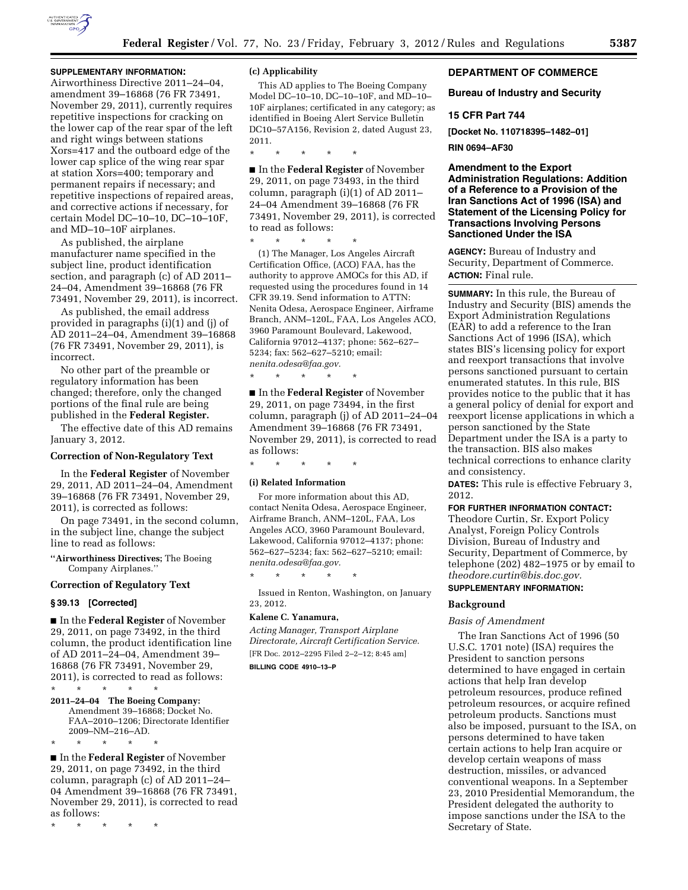**SUPPLEMENTARY INFORMATION:** Airworthiness Directive 2011–24–04, amendment 39–16868 (76 FR 73491, November 29, 2011), currently requires repetitive inspections for cracking on the lower cap of the rear spar of the left and right wings between stations Xors=417 and the outboard edge of the lower cap splice of the wing rear spar at station Xors=400; temporary and permanent repairs if necessary; and repetitive inspections of repaired areas, and corrective actions if necessary, for certain Model DC–10–10, DC–10–10F, and MD–10–10F airplanes.

As published, the airplane manufacturer name specified in the subject line, product identification section, and paragraph (c) of AD 2011–24–04, Amendment 39–16868 (76 FR 73491, November 29, 2011), is incorrect.

As published, the email address provided in paragraphs (i)(1) and (j) of AD 2011–24–04, Amendment 39–16868 (76 FR 73491, November 29, 2011), is incorrect.

No other part of the preamble or regulatory information has been changed; therefore, only the changed portions of the final rule are being published in the **Federal Register.**

The effective date of this AD remains January 3, 2012.

**Correction of Non-Regulatory Text**

In the **Federal Register** of November 29, 2011, AD 2011–24–04, Amendment 39–16868 (76 FR 73491, November 29, 2011), is corrected as follows:

On page 73491, in the second column, in the subject line, change the subject line to read as follows:

''**Airworthiness Directives;** The Boeing Company Airplanes.''

**Correction of Regulatory Text**

**§ 39.13 [Corrected]**

■ In the **Federal Register** of November 29, 2011, on page 73492, in the third column, the product identification line of AD 2011–24–04, Amendment 39–16868 (76 FR 73491, November 29, 2011), is corrected to read as follows:

\* \* \* \* \*

**2011–24–04 The Boeing Company:** Amendment 39–16868; Docket No. FAA–2010–1206; Directorate Identifier 2009–NM–216–AD.

\* \* \* \* \*

■ In the **Federal Register** of November 29, 2011, on page 73492, in the third column, paragraph (c) of AD 2011–24–04 Amendment 39–16868 (76 FR 73491, November 29, 2011), is corrected to read as follows:

\* \* \* \* \*

**(c) Applicability**

This AD applies to The Boeing Company Model DC–10–10, DC–10–10F, and MD–10–10F airplanes; certificated in any category; as identified in Boeing Alert Service Bulletin DC10–57A156, Revision 2, dated August 23, 2011.

\* \* \* \* \*

■ In the **Federal Register** of November 29, 2011, on page 73493, in the third column, paragraph (i)(1) of AD 2011–24–04 Amendment 39–16868 (76 FR 73491, November 29, 2011), is corrected to read as follows:

\* \* \* \* \*

(1) The Manager, Los Angeles Aircraft Certification Office, (ACO) FAA, has the authority to approve AMOCs for this AD, if requested using the procedures found in 14 CFR 39.19. Send information to ATTN: Nenita Odesa, Aerospace Engineer, Airframe Branch, ANM–120L, FAA, Los Angeles ACO, 3960 Paramount Boulevard, Lakewood, California 97012–4137; phone: 562–627–5234; fax: 562–627–5210; email: *nenita.odesa@faa.gov.*

\* \* \* \* \*

■ In the **Federal Register** of November 29, 2011, on page 73494, in the first column, paragraph (j) of AD 2011–24–04 Amendment 39–16868 (76 FR 73491, November 29, 2011), is corrected to read as follows:

\* \* \* \* \*

**(i) Related Information**

For more information about this AD, contact Nenita Odesa, Aerospace Engineer, Airframe Branch, ANM–120L, FAA, Los Angeles ACO, 3960 Paramount Boulevard, Lakewood, California 97012–4137; phone: 562–627–5234; fax: 562–627–5210; email: *nenita.odesa@faa.gov.*

\* \* \* \* \*

Issued in Renton, Washington, on January 23, 2012.

**Kalene C. Yanamura,**

*Acting Manager, Transport Airplane Directorate, Aircraft Certification Service.*

[FR Doc. 2012–2295 Filed 2–2–12; 8:45 am]

**BILLING CODE 4910–13–P**

## DEPARTMENT OF COMMERCE

### Bureau of Industry and Security

### 15 CFR Part 744

**[Docket No. 110718395–1482–01]**

**RIN 0694–AF30**

### Amendment to the Export Administration Regulations: Addition of a Reference to a Provision of the Iran Sanctions Act of 1996 (ISA) and Statement of the Licensing Policy for Transactions Involving Persons Sanctioned Under the ISA

**AGENCY:** Bureau of Industry and Security, Department of Commerce.

**ACTION:** Final rule.

**SUMMARY:** In this rule, the Bureau of Industry and Security (BIS) amends the Export Administration Regulations (EAR) to add a reference to the Iran Sanctions Act of 1996 (ISA), which states BIS's licensing policy for export and reexport transactions that involve persons sanctioned pursuant to certain enumerated statutes. In this rule, BIS provides notice to the public that it has a general policy of denial for export and reexport license applications in which a person sanctioned by the State Department under the ISA is a party to the transaction. BIS also makes technical corrections to enhance clarity and consistency.

**DATES:** This rule is effective February 3, 2012.

**FOR FURTHER INFORMATION CONTACT:** Theodore Curtin, Sr. Export Policy Analyst, Foreign Policy Controls Division, Bureau of Industry and Security, Department of Commerce, by telephone (202) 482–1975 or by email to *theodore.curtin@bis.doc.gov.*

**SUPPLEMENTARY INFORMATION:**

**Background**

*Basis of Amendment*

The Iran Sanctions Act of 1996 (50 U.S.C. 1701 note) (ISA) requires the President to sanction persons determined to have engaged in certain actions that help Iran develop petroleum resources, produce refined petroleum resources, or acquire refined petroleum products. Sanctions must also be imposed, pursuant to the ISA, on persons determined to have taken certain actions to help Iran acquire or develop certain weapons of mass destruction, missiles, or advanced conventional weapons. In a September 23, 2010 Presidential Memorandum, the President delegated the authority to impose sanctions under the ISA to the Secretary of State.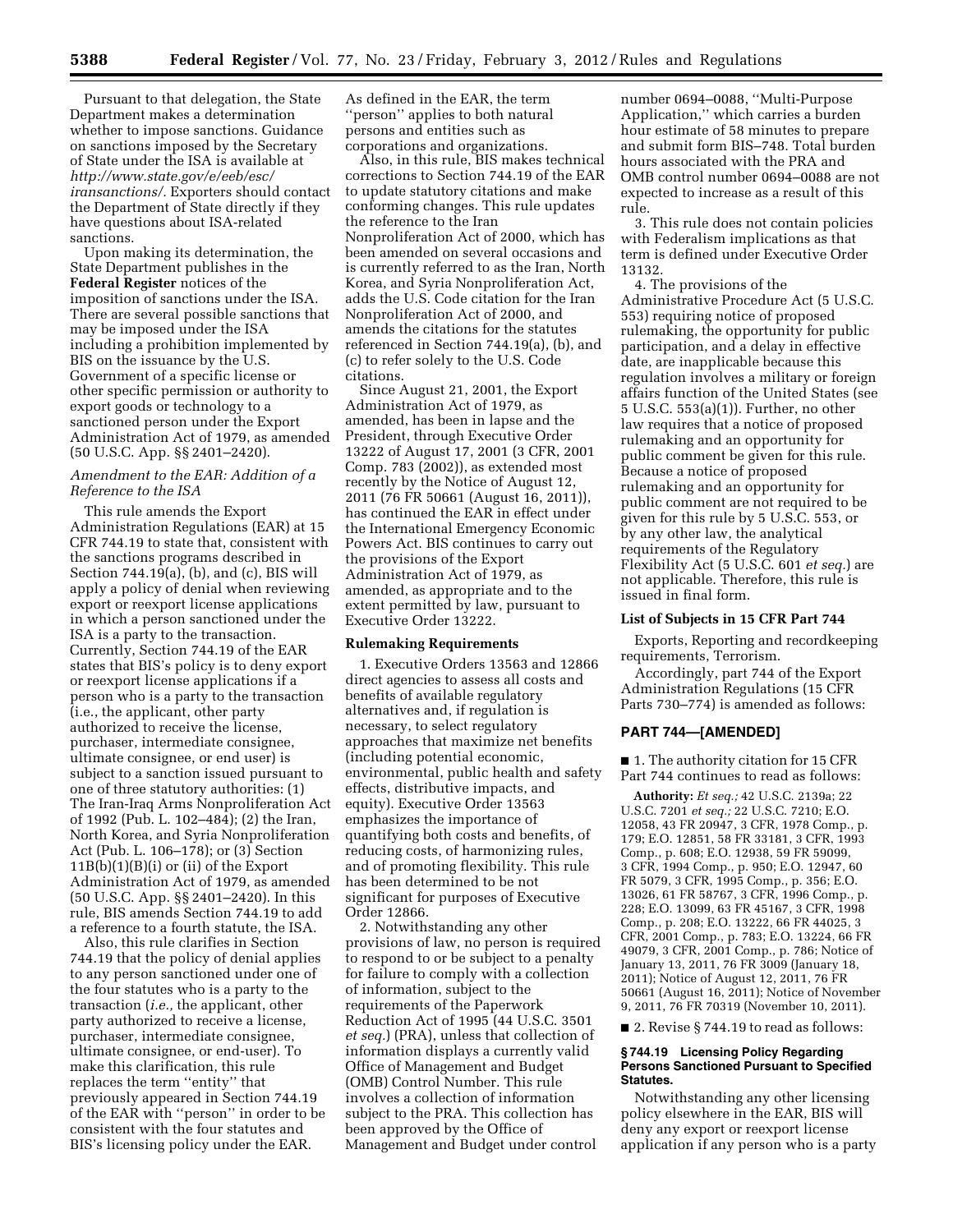Pursuant to that delegation, the State Department makes a determination whether to impose sanctions. Guidance on sanctions imposed by the Secretary of State under the ISA is available at *http://www.state.gov/e/eeb/esc/iransanctions/*. Exporters should contact the Department of State directly if they have questions about ISA-related sanctions.

Upon making its determination, the State Department publishes in the **Federal Register** notices of the imposition of sanctions under the ISA. There are several possible sanctions that may be imposed under the ISA including a prohibition implemented by BIS on the issuance by the U.S. Government of a specific license or other specific permission or authority to export goods or technology to a sanctioned person under the Export Administration Act of 1979, as amended (50 U.S.C. App. §§ 2401–2420).

### *Amendment to the EAR: Addition of a Reference to the ISA*

This rule amends the Export Administration Regulations (EAR) at 15 CFR 744.19 to state that, consistent with the sanctions programs described in Section 744.19(a), (b), and (c), BIS will apply a policy of denial when reviewing export or reexport license applications in which a person sanctioned under the ISA is a party to the transaction. Currently, Section 744.19 of the EAR states that BIS's policy is to deny export or reexport license applications if a person who is a party to the transaction (i.e., the applicant, other party authorized to receive the license, purchaser, intermediate consignee, ultimate consignee, or end user) is subject to a sanction issued pursuant to one of three statutory authorities: (1) The Iran-Iraq Arms Nonproliferation Act of 1992 (Pub. L. 102–484); (2) the Iran, North Korea, and Syria Nonproliferation Act (Pub. L. 106–178); or (3) Section 11B(b)(1)(B)(i) or (ii) of the Export Administration Act of 1979, as amended (50 U.S.C. App. §§ 2401–2420). In this rule, BIS amends Section 744.19 to add a reference to a fourth statute, the ISA.

Also, this rule clarifies in Section 744.19 that the policy of denial applies to any person sanctioned under one of the four statutes who is a party to the transaction (*i.e.,* the applicant, other party authorized to receive a license, purchaser, intermediate consignee, ultimate consignee, or end-user). To make this clarification, this rule replaces the term ''entity'' that previously appeared in Section 744.19 of the EAR with ''person'' in order to be consistent with the four statutes and BIS's licensing policy under the EAR. As defined in the EAR, the term ''person'' applies to both natural persons and entities such as corporations and organizations.

Also, in this rule, BIS makes technical corrections to Section 744.19 of the EAR to update statutory citations and make conforming changes. This rule updates the reference to the Iran Nonproliferation Act of 2000, which has been amended on several occasions and is currently referred to as the Iran, North Korea, and Syria Nonproliferation Act, adds the U.S. Code citation for the Iran Nonproliferation Act of 2000, and amends the citations for the statutes referenced in Section 744.19(a), (b), and (c) to refer solely to the U.S. Code citations.

Since August 21, 2001, the Export Administration Act of 1979, as amended, has been in lapse and the President, through Executive Order 13222 of August 17, 2001 (3 CFR, 2001 Comp. 783 (2002)), as extended most recently by the Notice of August 12, 2011 (76 FR 50661 (August 16, 2011)), has continued the EAR in effect under the International Emergency Economic Powers Act. BIS continues to carry out the provisions of the Export Administration Act of 1979, as amended, as appropriate and to the extent permitted by law, pursuant to Executive Order 13222.

## Rulemaking Requirements

1. Executive Orders 13563 and 12866 direct agencies to assess all costs and benefits of available regulatory alternatives and, if regulation is necessary, to select regulatory approaches that maximize net benefits (including potential economic, environmental, public health and safety effects, distributive impacts, and equity). Executive Order 13563 emphasizes the importance of quantifying both costs and benefits, of reducing costs, of harmonizing rules, and of promoting flexibility. This rule has been determined to be not significant for purposes of Executive Order 12866.

2. Notwithstanding any other provisions of law, no person is required to respond to or be subject to a penalty for failure to comply with a collection of information, subject to the requirements of the Paperwork Reduction Act of 1995 (44 U.S.C. 3501 *et seq.*) (PRA), unless that collection of information displays a currently valid Office of Management and Budget (OMB) Control Number. This rule involves a collection of information subject to the PRA. This collection has been approved by the Office of Management and Budget under control number 0694–0088, ''Multi-Purpose Application,'' which carries a burden hour estimate of 58 minutes to prepare and submit form BIS–748. Total burden hours associated with the PRA and OMB control number 0694–0088 are not expected to increase as a result of this rule.

3. This rule does not contain policies with Federalism implications as that term is defined under Executive Order 13132.

4. The provisions of the Administrative Procedure Act (5 U.S.C. 553) requiring notice of proposed rulemaking, the opportunity for public participation, and a delay in effective date, are inapplicable because this regulation involves a military or foreign affairs function of the United States (see 5 U.S.C. 553(a)(1)). Further, no other law requires that a notice of proposed rulemaking and an opportunity for public comment be given for this rule. Because a notice of proposed rulemaking and an opportunity for public comment are not required to be given for this rule by 5 U.S.C. 553, or by any other law, the analytical requirements of the Regulatory Flexibility Act (5 U.S.C. 601 *et seq.*) are not applicable. Therefore, this rule is issued in final form.

## List of Subjects in 15 CFR Part 744

Exports, Reporting and recordkeeping requirements, Terrorism.

Accordingly, part 744 of the Export Administration Regulations (15 CFR Parts 730–774) is amended as follows:

## PART 744—[AMENDED]

■ 1. The authority citation for 15 CFR Part 744 continues to read as follows:

**Authority:** *Et seq.;* 42 U.S.C. 2139a; 22 U.S.C. 7201 *et seq.;* 22 U.S.C. 7210; E.O. 12058, 43 FR 20947, 3 CFR, 1978 Comp., p. 179; E.O. 12851, 58 FR 33181, 3 CFR, 1993 Comp., p. 608; E.O. 12938, 59 FR 59099, 3 CFR, 1994 Comp., p. 950; E.O. 12947, 60 FR 5079, 3 CFR, 1995 Comp., p. 356; E.O. 13026, 61 FR 58767, 3 CFR, 1996 Comp., p. 228; E.O. 13099, 63 FR 45167, 3 CFR, 1998 Comp., p. 208; E.O. 13222, 66 FR 44025, 3 CFR, 2001 Comp., p. 783; E.O. 13224, 66 FR 49079, 3 CFR, 2001 Comp., p. 786; Notice of January 13, 2011, 76 FR 3009 (January 18, 2011); Notice of August 12, 2011, 76 FR 50661 (August 16, 2011); Notice of November 9, 2011, 76 FR 70319 (November 10, 2011).

■ 2. Revise § 744.19 to read as follows:

### § 744.19 Licensing Policy Regarding Persons Sanctioned Pursuant to Specified Statutes.

Notwithstanding any other licensing policy elsewhere in the EAR, BIS will deny any export or reexport license application if any person who is a party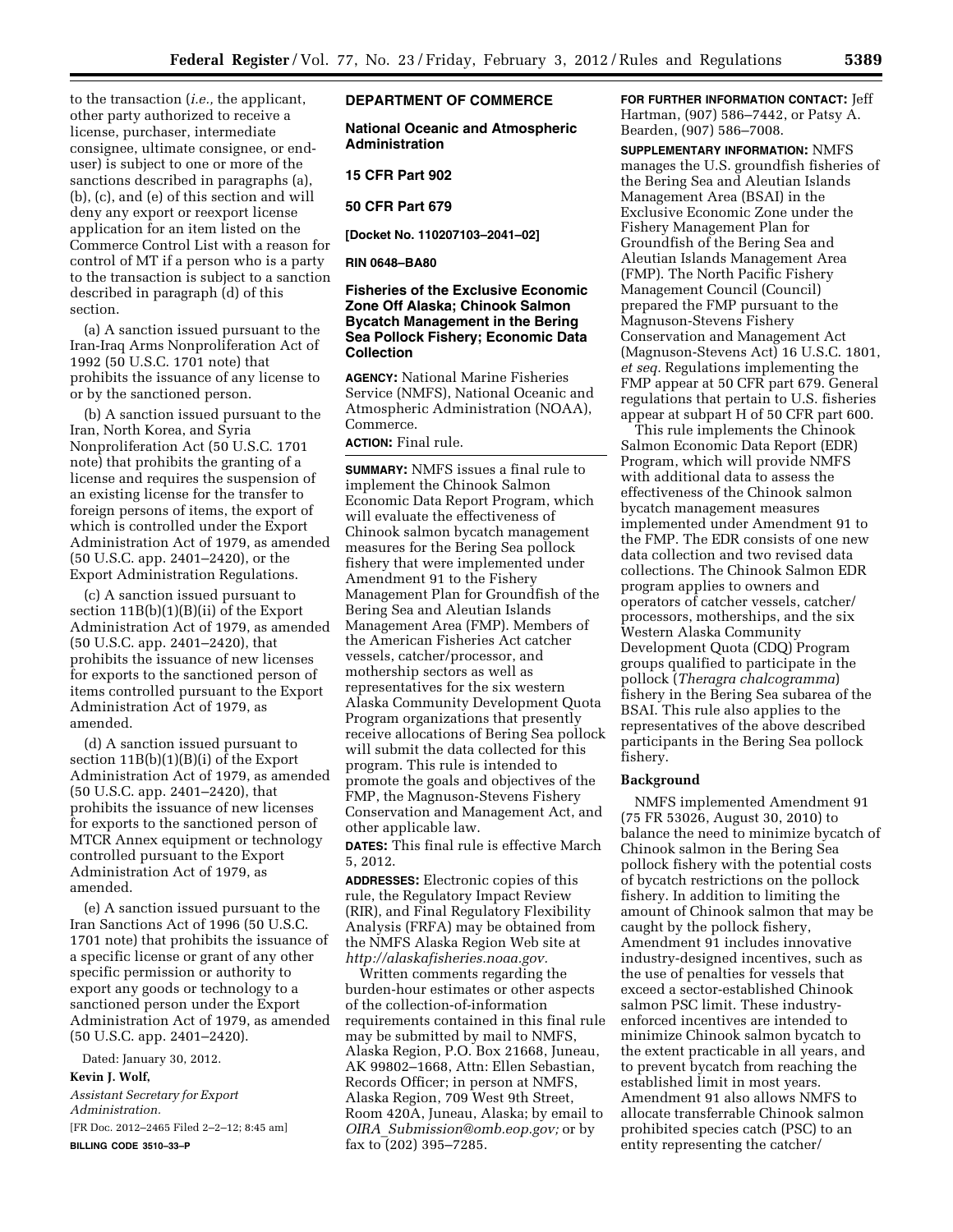to the transaction (*i.e.,* the applicant, other party authorized to receive a license, purchaser, intermediate consignee, ultimate consignee, or end-user) is subject to one or more of the sanctions described in paragraphs (a), (b), (c), and (e) of this section and will deny any export or reexport license application for an item listed on the Commerce Control List with a reason for control of MT if a person who is a party to the transaction is subject to a sanction described in paragraph (d) of this section.

(a) A sanction issued pursuant to the Iran-Iraq Arms Nonproliferation Act of 1992 (50 U.S.C. 1701 note) that prohibits the issuance of any license to or by the sanctioned person.

(b) A sanction issued pursuant to the Iran, North Korea, and Syria Nonproliferation Act (50 U.S.C. 1701 note) that prohibits the granting of a license and requires the suspension of an existing license for the transfer to foreign persons of items, the export of which is controlled under the Export Administration Act of 1979, as amended (50 U.S.C. app. 2401–2420), or the Export Administration Regulations.

(c) A sanction issued pursuant to section 11B(b)(1)(B)(ii) of the Export Administration Act of 1979, as amended (50 U.S.C. app. 2401–2420), that prohibits the issuance of new licenses for exports to the sanctioned person of items controlled pursuant to the Export Administration Act of 1979, as amended.

(d) A sanction issued pursuant to section 11B(b)(1)(B)(i) of the Export Administration Act of 1979, as amended (50 U.S.C. app. 2401–2420), that prohibits the issuance of new licenses for exports to the sanctioned person of MTCR Annex equipment or technology controlled pursuant to the Export Administration Act of 1979, as amended.

(e) A sanction issued pursuant to the Iran Sanctions Act of 1996 (50 U.S.C. 1701 note) that prohibits the issuance of a specific license or grant of any other specific permission or authority to export any goods or technology to a sanctioned person under the Export Administration Act of 1979, as amended (50 U.S.C. app. 2401–2420).

Dated: January 30, 2012.

**Kevin J. Wolf,**

*Assistant Secretary for Export Administration.*

[FR Doc. 2012–2465 Filed 2–2–12; 8:45 am]

**BILLING CODE 3510–33–P**

**DEPARTMENT OF COMMERCE**

**National Oceanic and Atmospheric Administration**

**15 CFR Part 902**

**50 CFR Part 679**

**[Docket No. 110207103–2041–02]**

**RIN 0648–BA80**

**Fisheries of the Exclusive Economic Zone Off Alaska; Chinook Salmon Bycatch Management in the Bering Sea Pollock Fishery; Economic Data Collection**

**AGENCY:** National Marine Fisheries Service (NMFS), National Oceanic and Atmospheric Administration (NOAA), Commerce.

**ACTION:** Final rule.

**SUMMARY:** NMFS issues a final rule to implement the Chinook Salmon Economic Data Report Program, which will evaluate the effectiveness of Chinook salmon bycatch management measures for the Bering Sea pollock fishery that were implemented under Amendment 91 to the Fishery Management Plan for Groundfish of the Bering Sea and Aleutian Islands Management Area (FMP). Members of the American Fisheries Act catcher vessels, catcher/processor, and mothership sectors as well as representatives for the six western Alaska Community Development Quota Program organizations that presently receive allocations of Bering Sea pollock will submit the data collected for this program. This rule is intended to promote the goals and objectives of the FMP, the Magnuson-Stevens Fishery Conservation and Management Act, and other applicable law.

**DATES:** This final rule is effective March 5, 2012.

**ADDRESSES:** Electronic copies of this rule, the Regulatory Impact Review (RIR), and Final Regulatory Flexibility Analysis (FRFA) may be obtained from the NMFS Alaska Region Web site at *http://alaskafisheries.noaa.gov.*

Written comments regarding the burden-hour estimates or other aspects of the collection-of-information requirements contained in this final rule may be submitted by mail to NMFS, Alaska Region, P.O. Box 21668, Juneau, AK 99802–1668, Attn: Ellen Sebastian, Records Officer; in person at NMFS, Alaska Region, 709 West 9th Street, Room 420A, Juneau, Alaska; by email to *OIRA_Submission@omb.eop.gov;* or by fax to (202) 395–7285.

**FOR FURTHER INFORMATION CONTACT:** Jeff Hartman, (907) 586–7442, or Patsy A. Bearden, (907) 586–7008.

**SUPPLEMENTARY INFORMATION:** NMFS manages the U.S. groundfish fisheries of the Bering Sea and Aleutian Islands Management Area (BSAI) in the Exclusive Economic Zone under the Fishery Management Plan for Groundfish of the Bering Sea and Aleutian Islands Management Area (FMP). The North Pacific Fishery Management Council (Council) prepared the FMP pursuant to the Magnuson-Stevens Fishery Conservation and Management Act (Magnuson-Stevens Act) 16 U.S.C. 1801, *et seq.* Regulations implementing the FMP appear at 50 CFR part 679. General regulations that pertain to U.S. fisheries appear at subpart H of 50 CFR part 600.

This rule implements the Chinook Salmon Economic Data Report (EDR) Program, which will provide NMFS with additional data to assess the effectiveness of the Chinook salmon bycatch management measures implemented under Amendment 91 to the FMP. The EDR consists of one new data collection and two revised data collections. The Chinook Salmon EDR program applies to owners and operators of catcher vessels, catcher/processors, motherships, and the six Western Alaska Community Development Quota (CDQ) Program groups qualified to participate in the pollock (*Theragra chalcogramma*) fishery in the Bering Sea subarea of the BSAI. This rule also applies to the representatives of the above described participants in the Bering Sea pollock fishery.

**Background**

NMFS implemented Amendment 91 (75 FR 53026, August 30, 2010) to balance the need to minimize bycatch of Chinook salmon in the Bering Sea pollock fishery with the potential costs of bycatch restrictions on the pollock fishery. In addition to limiting the amount of Chinook salmon that may be caught by the pollock fishery, Amendment 91 includes innovative industry-designed incentives, such as the use of penalties for vessels that exceed a sector-established Chinook salmon PSC limit. These industry-enforced incentives are intended to minimize Chinook salmon bycatch to the extent practicable in all years, and to prevent bycatch from reaching the established limit in most years. Amendment 91 also allows NMFS to allocate transferrable Chinook salmon prohibited species catch (PSC) to an entity representing the catcher/